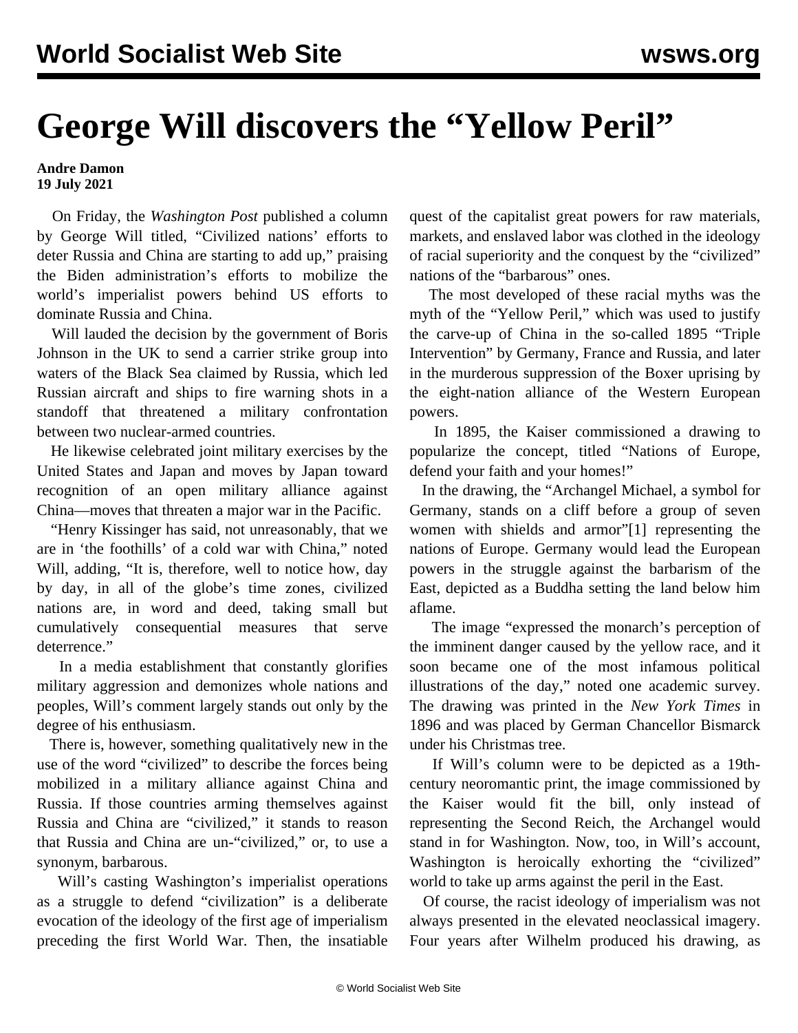# George Will discovers the "Yellow Peril"

**Andre Damon**
**19 July 2021**

On Friday, the *Washington Post* published a column by George Will titled, "Civilized nations' efforts to deter Russia and China are starting to add up," praising the Biden administration's efforts to mobilize the world's imperialist powers behind US efforts to dominate Russia and China.

Will lauded the decision by the government of Boris Johnson in the UK to send a carrier strike group into waters of the Black Sea claimed by Russia, which led Russian aircraft and ships to fire warning shots in a standoff that threatened a military confrontation between two nuclear-armed countries.

He likewise celebrated joint military exercises by the United States and Japan and moves by Japan toward recognition of an open military alliance against China—moves that threaten a major war in the Pacific.

"Henry Kissinger has said, not unreasonably, that we are in 'the foothills' of a cold war with China," noted Will, adding, "It is, therefore, well to notice how, day by day, in all of the globe's time zones, civilized nations are, in word and deed, taking small but cumulatively consequential measures that serve deterrence."

In a media establishment that constantly glorifies military aggression and demonizes whole nations and peoples, Will's comment largely stands out only by the degree of his enthusiasm.

There is, however, something qualitatively new in the use of the word "civilized" to describe the forces being mobilized in a military alliance against China and Russia. If those countries arming themselves against Russia and China are "civilized," it stands to reason that Russia and China are un-"civilized," or, to use a synonym, barbarous.

Will's casting Washington's imperialist operations as a struggle to defend "civilization" is a deliberate evocation of the ideology of the first age of imperialism preceding the first World War. Then, the insatiable quest of the capitalist great powers for raw materials, markets, and enslaved labor was clothed in the ideology of racial superiority and the conquest by the "civilized" nations of the "barbarous" ones.

The most developed of these racial myths was the myth of the "Yellow Peril," which was used to justify the carve-up of China in the so-called 1895 "Triple Intervention" by Germany, France and Russia, and later in the murderous suppression of the Boxer uprising by the eight-nation alliance of the Western European powers.

In 1895, the Kaiser commissioned a drawing to popularize the concept, titled "Nations of Europe, defend your faith and your homes!"

In the drawing, the "Archangel Michael, a symbol for Germany, stands on a cliff before a group of seven women with shields and armor"[1] representing the nations of Europe. Germany would lead the European powers in the struggle against the barbarism of the East, depicted as a Buddha setting the land below him aflame.

The image "expressed the monarch's perception of the imminent danger caused by the yellow race, and it soon became one of the most infamous political illustrations of the day," noted one academic survey. The drawing was printed in the *New York Times* in 1896 and was placed by German Chancellor Bismarck under his Christmas tree.

If Will's column were to be depicted as a 19th-century neoromantic print, the image commissioned by the Kaiser would fit the bill, only instead of representing the Second Reich, the Archangel would stand in for Washington. Now, too, in Will's account, Washington is heroically exhorting the "civilized" world to take up arms against the peril in the East.

Of course, the racist ideology of imperialism was not always presented in the elevated neoclassical imagery. Four years after Wilhelm produced his drawing, as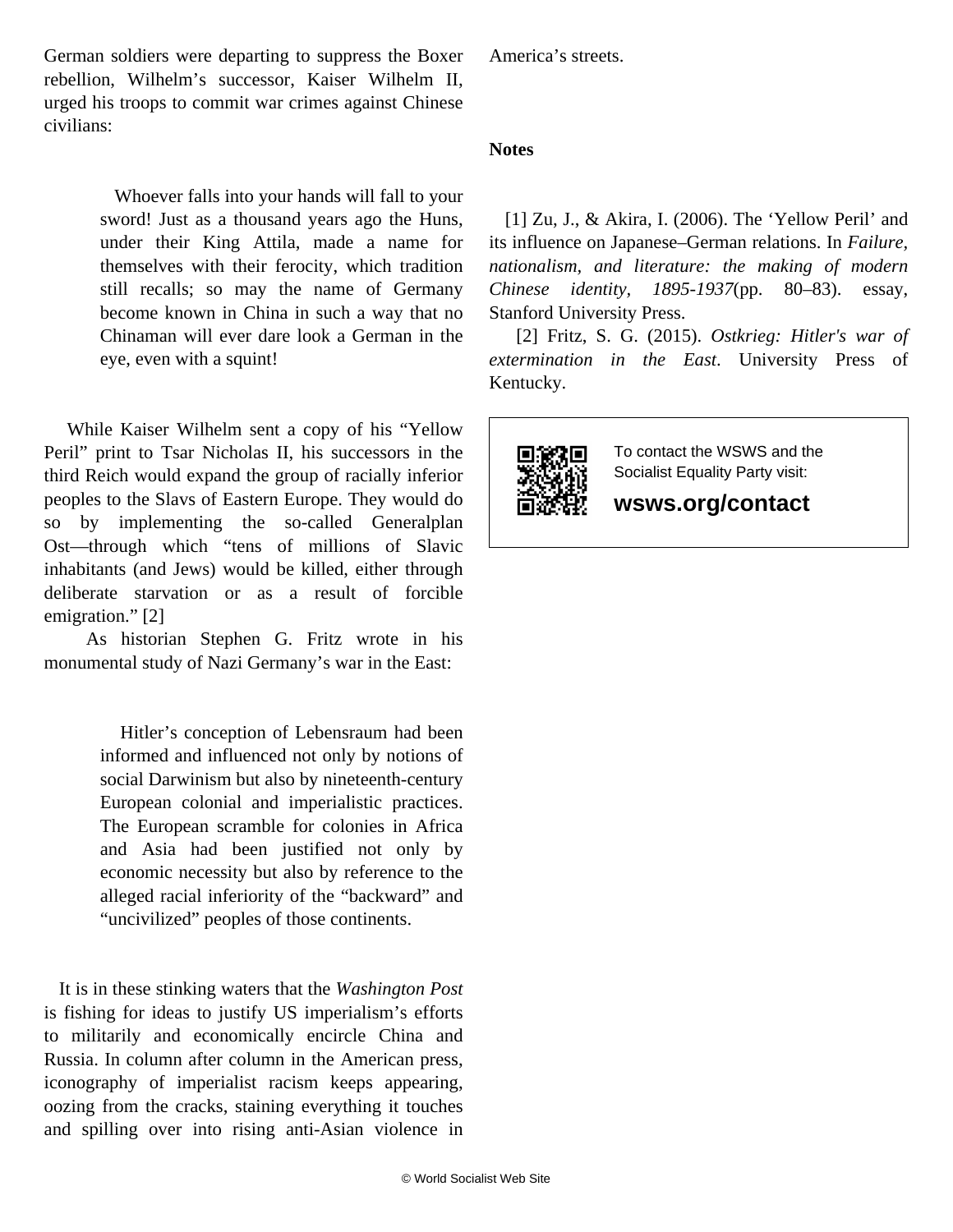German soldiers were departing to suppress the Boxer rebellion, Wilhelm's successor, Kaiser Wilhelm II, urged his troops to commit war crimes against Chinese civilians:

> Whoever falls into your hands will fall to your sword! Just as a thousand years ago the Huns, under their King Attila, made a name for themselves with their ferocity, which tradition still recalls; so may the name of Germany become known in China in such a way that no Chinaman will ever dare look a German in the eye, even with a squint!

While Kaiser Wilhelm sent a copy of his "Yellow Peril" print to Tsar Nicholas II, his successors in the third Reich would expand the group of racially inferior peoples to the Slavs of Eastern Europe. They would do so by implementing the so-called Generalplan Ost—through which "tens of millions of Slavic inhabitants (and Jews) would be killed, either through deliberate starvation or as a result of forcible emigration." [2]

As historian Stephen G. Fritz wrote in his monumental study of Nazi Germany's war in the East:

> Hitler's conception of Lebensraum had been informed and influenced not only by notions of social Darwinism but also by nineteenth-century European colonial and imperialistic practices. The European scramble for colonies in Africa and Asia had been justified not only by economic necessity but also by reference to the alleged racial inferiority of the "backward" and "uncivilized" peoples of those continents.

It is in these stinking waters that the *Washington Post* is fishing for ideas to justify US imperialism's efforts to militarily and economically encircle China and Russia. In column after column in the American press, iconography of imperialist racism keeps appearing, oozing from the cracks, staining everything it touches and spilling over into rising anti-Asian violence in America's streets.

**Notes**

[1] Zu, J., & Akira, I. (2006). The 'Yellow Peril' and its influence on Japanese–German relations. In *Failure, nationalism, and literature: the making of modern Chinese identity, 1895-1937*(pp. 80–83). essay, Stanford University Press.

[2] Fritz, S. G. (2015). *Ostkrieg: Hitler's war of extermination in the East*. University Press of Kentucky.

To contact the WSWS and the Socialist Equality Party visit:

**wsws.org/contact**